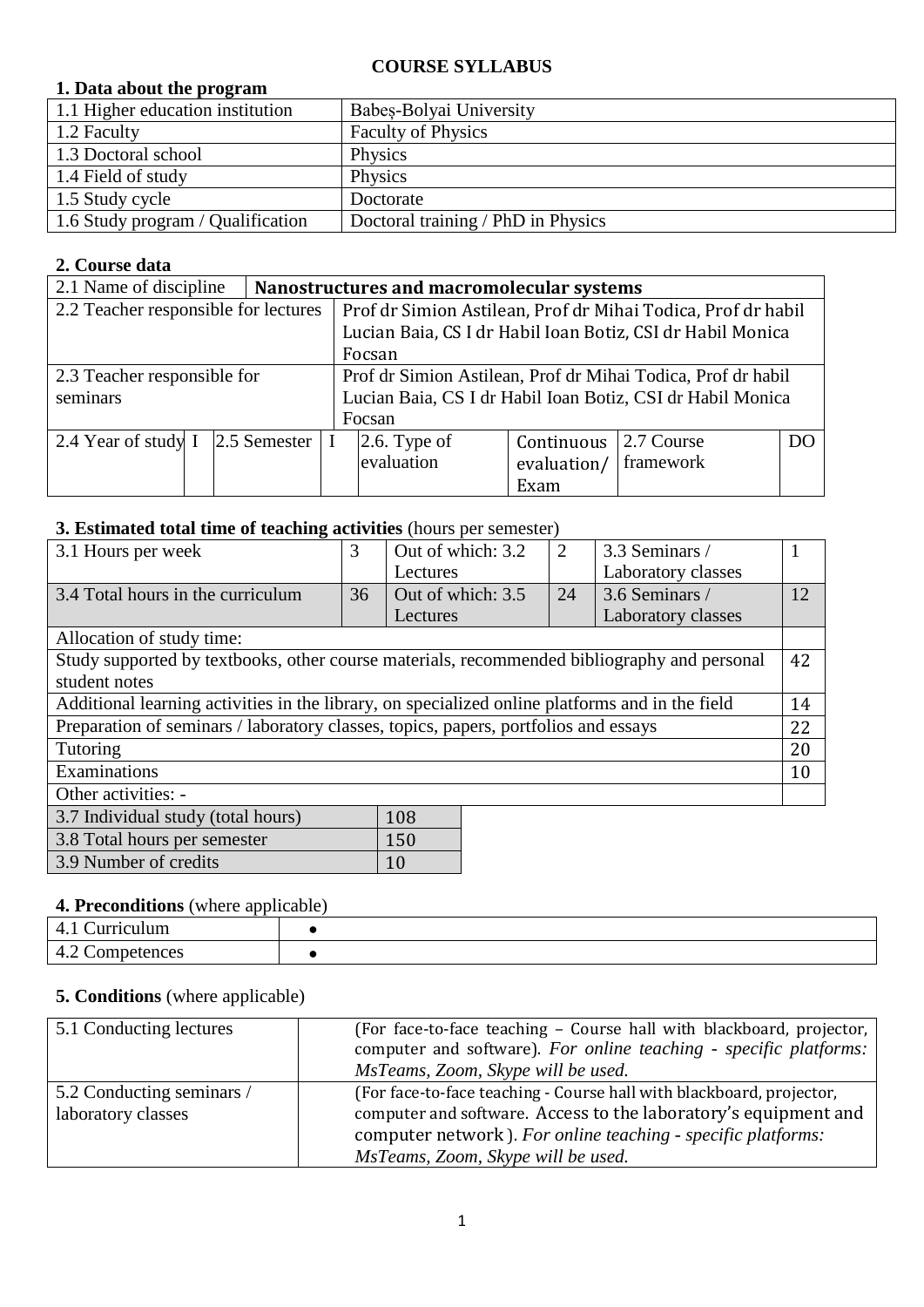# COURSE SYLLABUS

## 1. Data about the program

| | |
|---|---|
| 1.1 Higher education institution | Babeș-Bolyai University |
| 1.2 Faculty | Faculty of Physics |
| 1.3 Doctoral school | Physics |
| 1.4 Field of study | Physics |
| 1.5 Study cycle | Doctorate |
| 1.6 Study program / Qualification | Doctoral training / PhD in Physics |

## 2. Course data

| | | | | | | | |
|---|---|---|---|---|---|---|---|
| 2.1 Name of discipline | **Nanostructures and macromolecular systems** | | | | | | |
| 2.2 Teacher responsible for lectures | Prof dr Simion Astilean, Prof dr Mihai Todica, Prof dr habil Lucian Baia, CS I dr Habil Ioan Botiz, CSI dr Habil Monica Focsan | | | | | | |
| 2.3 Teacher responsible for seminars | Prof dr Simion Astilean, Prof dr Mihai Todica, Prof dr habil Lucian Baia, CS I dr Habil Ioan Botiz, CSI dr Habil Monica Focsan | | | | | | |
| 2.4 Year of study | I | 2.5 Semester | I | 2.6. Type of evaluation | Continuous evaluation/ Exam | 2.7 Course framework | DO |

## 3. Estimated total time of teaching activities (hours per semester)

| | | | | | |
|---|---|---|---|---|---|
| 3.1 Hours per week | 3 | Out of which: 3.2 Lectures | 2 | 3.3 Seminars / Laboratory classes | 1 |
| 3.4 Total hours in the curriculum | 36 | Out of which: 3.5 Lectures | 24 | 3.6 Seminars / Laboratory classes | 12 |

| Allocation of study time: | |
|---|---|
| Study supported by textbooks, other course materials, recommended bibliography and personal student notes | 42 |
| Additional learning activities in the library, on specialized online platforms and in the field | 14 |
| Preparation of seminars / laboratory classes, topics, papers, portfolios and essays | 22 |
| Tutoring | 20 |
| Examinations | 10 |
| Other activities: - | |

| | |
|---|---|
| 3.7 Individual study (total hours) | 108 |
| 3.8 Total hours per semester | 150 |
| 3.9 Number of credits | 10 |

## 4. Preconditions (where applicable)

| | |
|---|---|
| 4.1 Curriculum | • |
| 4.2 Competences | • |

## 5. Conditions (where applicable)

| | |
|---|---|
| 5.1 Conducting lectures | (For face-to-face teaching – Course hall with blackboard, projector, computer and software). *For online teaching - specific platforms: MsTeams, Zoom, Skype will be used.* |
| 5.2 Conducting seminars / laboratory classes | (For face-to-face teaching - Course hall with blackboard, projector, computer and software. Access to the laboratory's equipment and computer network ). *For online teaching - specific platforms: MsTeams, Zoom, Skype will be used.* |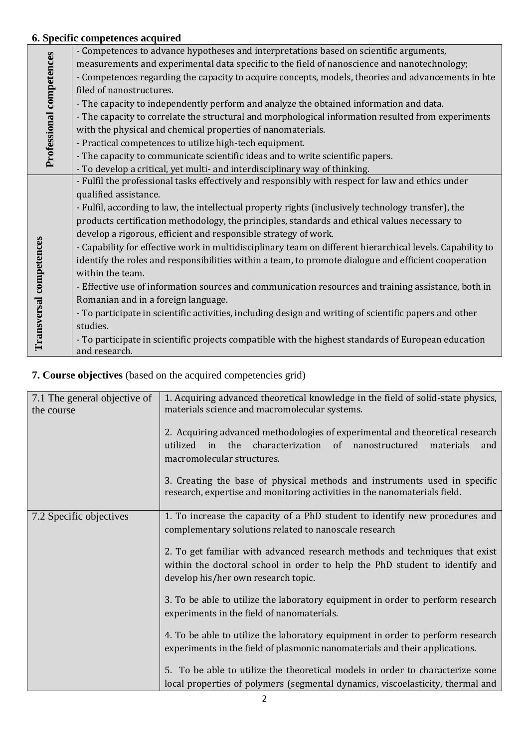### 6. Specific competences acquired

| | |
|---|---|
| **Professional competences** | - Competences to advance hypotheses and interpretations based on scientific arguments, measurements and experimental data specific to the field of nanoscience and nanotechnology;<br>- Competences regarding the capacity to acquire concepts, models, theories and advancements in hte filed of nanostructures.<br>- The capacity to independently perform and analyze the obtained information and data.<br>- The capacity to correlate the structural and morphological information resulted from experiments with the physical and chemical properties of nanomaterials.<br>- Practical competences to utilize high-tech equipment.<br>- The capacity to communicate scientific ideas and to write scientific papers.<br>- To develop a critical, yet multi- and interdisciplinary way of thinking. |
| **Transversal competences** | - Fulfil the professional tasks effectively and responsibly with respect for law and ethics under qualified assistance.<br>- Fulfil, according to law, the intellectual property rights (inclusively technology transfer), the products certification methodology, the principles, standards and ethical values necessary to develop a rigorous, efficient and responsible strategy of work.<br>- Capability for effective work in multidisciplinary team on different hierarchical levels. Capability to identify the roles and responsibilities within a team, to promote dialogue and efficient cooperation within the team.<br>- Effective use of information sources and communication resources and training assistance, both in Romanian and in a foreign language.<br>- To participate in scientific activities, including design and writing of scientific papers and other studies.<br>- To participate in scientific projects compatible with the highest standards of European education and research. |

### 7. Course objectives (based on the acquired competencies grid)

| | |
|---|---|
| 7.1 The general objective of the course | 1. Acquiring advanced theoretical knowledge in the field of solid-state physics, materials science and macromolecular systems.<br><br>2. Acquiring advanced methodologies of experimental and theoretical research utilized in the characterization of nanostructured materials and macromolecular structures.<br><br>3. Creating the base of physical methods and instruments used in specific research, expertise and monitoring activities in the nanomaterials field. |
| 7.2 Specific objectives | 1. To increase the capacity of a PhD student to identify new procedures and complementary solutions related to nanoscale research<br><br>2. To get familiar with advanced research methods and techniques that exist within the doctoral school in order to help the PhD student to identify and develop his/her own research topic.<br><br>3. To be able to utilize the laboratory equipment in order to perform research experiments in the field of nanomaterials.<br><br>4. To be able to utilize the laboratory equipment in order to perform research experiments in the field of plasmonic nanomaterials and their applications.<br><br>5. To be able to utilize the theoretical models in order to characterize some local properties of polymers (segmental dynamics, viscoelasticity, thermal and |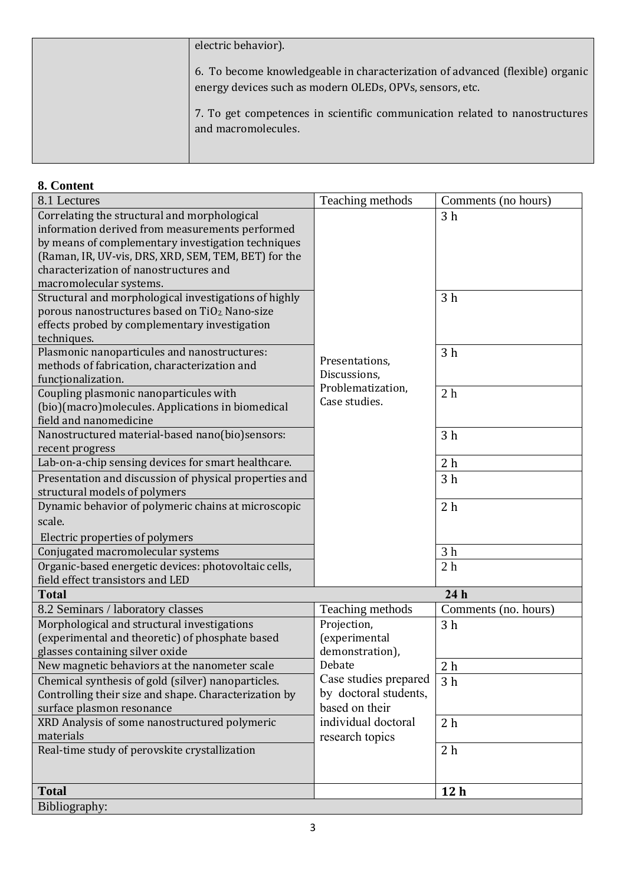| | electric behavior).<br><br>6. To become knowledgeable in characterization of advanced (flexible) organic energy devices such as modern OLEDs, OPVs, sensors, etc.<br><br>7. To get competences in scientific communication related to nanostructures and macromolecules. |
|---|---|

**8. Content**

| 8.1 Lectures | Teaching methods | Comments (no hours) |
|---|---|---|
| Correlating the structural and morphological information derived from measurements performed by means of complementary investigation techniques (Raman, IR, UV-vis, DRS, XRD, SEM, TEM, BET) for the characterization of nanostructures and macromolecular systems. | Presentations, Discussions, Problematization, Case studies. | 3 h |
| Structural and morphological investigations of highly porous nanostructures based on $TiO_2$. Nano-size effects probed by complementary investigation techniques. | | 3 h |
| Plasmonic nanoparticules and nanostructures: methods of fabrication, characterization and funcționalization. | | 3 h |
| Coupling plasmonic nanoparticules with (bio)(macro)molecules. Applications in biomedical field and nanomedicine | | 2 h |
| Nanostructured material-based nano(bio)sensors: recent progress | | 3 h |
| Lab-on-a-chip sensing devices for smart healthcare. | | 2 h |
| Presentation and discussion of physical properties and structural models of polymers | | 3 h |
| Dynamic behavior of polymeric chains at microscopic scale.<br><br>Electric properties of polymers | | 2 h |
| Conjugated macromolecular systems | | 3 h |
| Organic-based energetic devices: photovoltaic cells, field effect transistors and LED | | 2 h |
| **Total** | | **24 h** |
| 8.2 Seminars / laboratory classes | Teaching methods | Comments (no. hours) |
| Morphological and structural investigations (experimental and theoretic) of phosphate based glasses containing silver oxide | Projection, (experimental demonstration), Debate<br>Case studies prepared by doctoral students, based on their individual doctoral research topics | 3 h |
| New magnetic behaviors at the nanometer scale | | 2 h |
| Chemical synthesis of gold (silver) nanoparticles. Controlling their size and shape. Characterization by surface plasmon resonance | | 3 h |
| XRD Analysis of some nanostructured polymeric materials | | 2 h |
| Real-time study of perovskite crystallization | | 2 h |
| **Total** | | **12 h** |
| Bibliography: | | |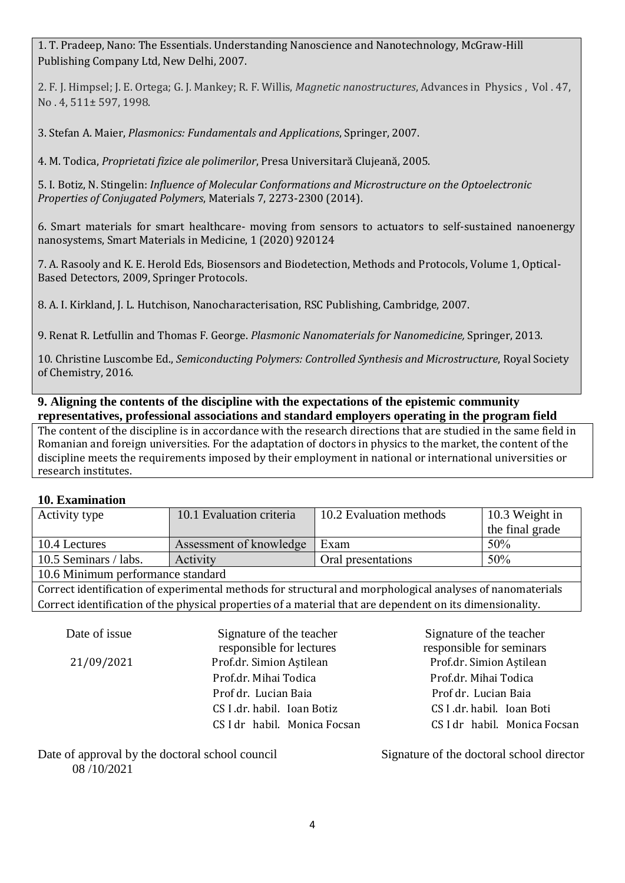1. T. Pradeep, Nano: The Essentials. Understanding Nanoscience and Nanotechnology, McGraw-Hill Publishing Company Ltd, New Delhi, 2007.

2. F. J. Himpsel; J. E. Ortega; G. J. Mankey; R. F. Willis, *Magnetic nanostructures*, Advances in Physics , Vol . 47, No . 4, 511± 597, 1998.

3. Stefan A. Maier, *Plasmonics: Fundamentals and Applications*, Springer, 2007.

4. M. Todica, *Proprietati fizice ale polimerilor*, Presa Universitară Clujeană, 2005.

5. I. Botiz, N. Stingelin: *Influence of Molecular Conformations and Microstructure on the Optoelectronic Properties of Conjugated Polymers*, Materials 7, 2273-2300 (2014).

6. Smart materials for smart healthcare- moving from sensors to actuators to self-sustained nanoenergy nanosystems, Smart Materials in Medicine, 1 (2020) 920124

7. A. Rasooly and K. E. Herold Eds, Biosensors and Biodetection, Methods and Protocols, Volume 1, Optical-Based Detectors, 2009, Springer Protocols.

8. A. I. Kirkland, J. L. Hutchison, Nanocharacterisation, RSC Publishing, Cambridge, 2007.

9. Renat R. Letfullin and Thomas F. George. *Plasmonic Nanomaterials for Nanomedicine,* Springer, 2013.

10. Christine Luscombe Ed., *Semiconducting Polymers: Controlled Synthesis and Microstructure*, Royal Society of Chemistry, 2016.

**9. Aligning the contents of the discipline with the expectations of the epistemic community representatives, professional associations and standard employers operating in the program field**

The content of the discipline is in accordance with the research directions that are studied in the same field in Romanian and foreign universities. For the adaptation of doctors in physics to the market, the content of the discipline meets the requirements imposed by their employment in national or international universities or research institutes.

**10. Examination**

| Activity type | 10.1 Evaluation criteria | 10.2 Evaluation methods | 10.3 Weight in the final grade |
|---|---|---|---|
| 10.4 Lectures | Assessment of knowledge | Exam | 50% |
| 10.5 Seminars / labs. | Activity | Oral presentations | 50% |
| 10.6 Minimum performance standard | | | |
| Correct identification of experimental methods for structural and morphological analyses of nanomaterials<br>Correct identification of the physical properties of a material that are dependent on its dimensionality. | | | |

| Date of issue | Signature of the teacher responsible for lectures | Signature of the teacher responsible for seminars |
|---|---|---|
| 21/09/2021 | Prof.dr. Simion Aştilean<br>Prof.dr. Mihai Todica<br>Prof dr. Lucian Baia<br>CS I .dr. habil. Ioan Botiz<br>CS I dr habil. Monica Focsan | Prof.dr. Simion Aştilean<br>Prof.dr. Mihai Todica<br>Prof dr. Lucian Baia<br>CS I .dr. habil. Ioan Boti<br>CS I dr habil. Monica Focsan |

Date of approval by the doctoral school council
08 /10/2021

Signature of the doctoral school director